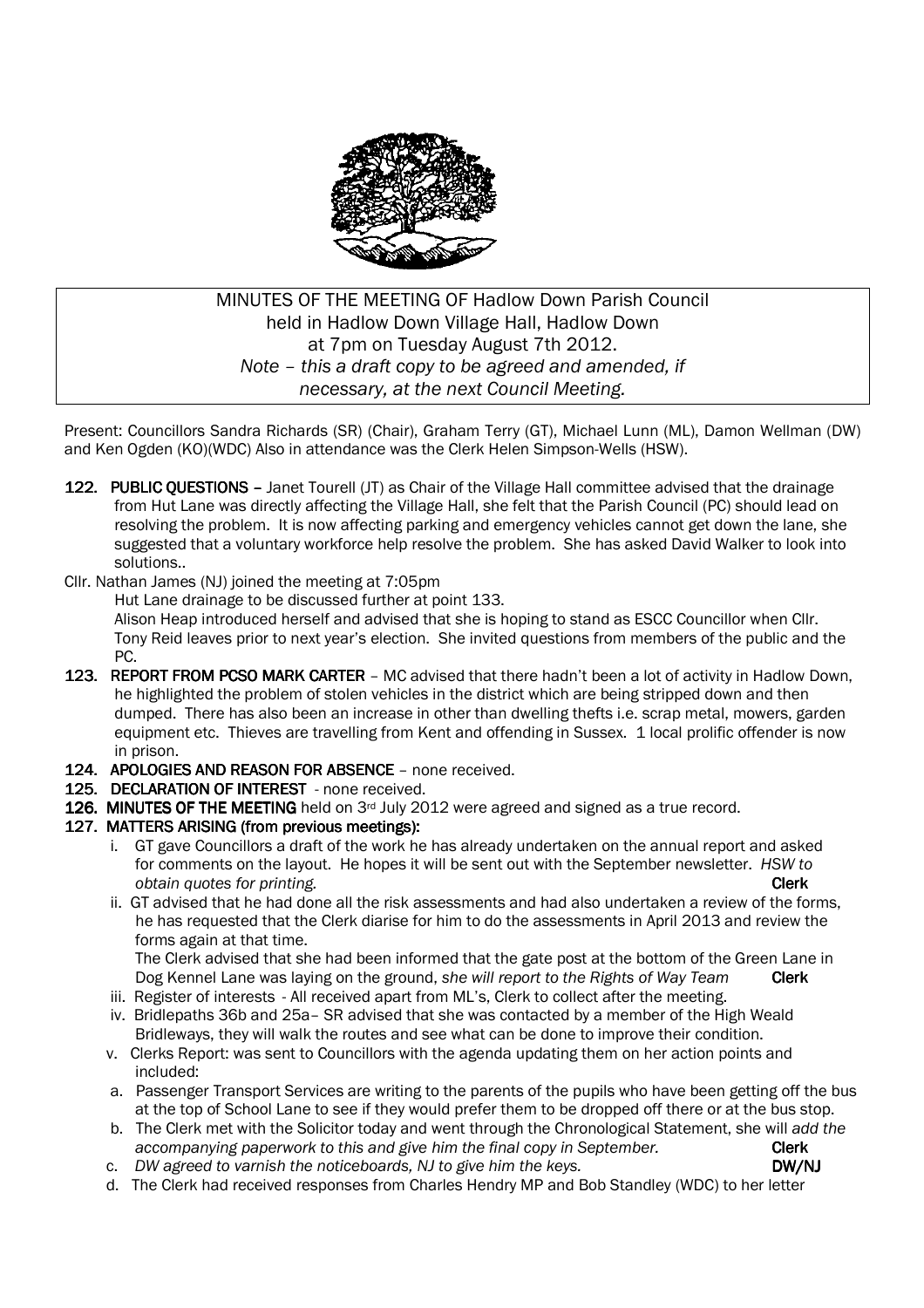MINUTES OF THE MEETING OF Hadlow Down Parish Council
held in Hadlow Down Village Hall, Hadlow Down
at 7pm on Tuesday August 7th 2012.
*Note – this a draft copy to be agreed and amended, if necessary, at the next Council Meeting.*

Present: Councillors Sandra Richards (SR) (Chair), Graham Terry (GT), Michael Lunn (ML), Damon Wellman (DW) and Ken Ogden (KO)(WDC) Also in attendance was the Clerk Helen Simpson-Wells (HSW).

**122. PUBLIC QUESTIONS –** Janet Tourell (JT) as Chair of the Village Hall committee advised that the drainage from Hut Lane was directly affecting the Village Hall, she felt that the Parish Council (PC) should lead on resolving the problem. It is now affecting parking and emergency vehicles cannot get down the lane, she suggested that a voluntary workforce help resolve the problem. She has asked David Walker to look into solutions..

Cllr. Nathan James (NJ) joined the meeting at 7:05pm

Hut Lane drainage to be discussed further at point 133.

Alison Heap introduced herself and advised that she is hoping to stand as ESCC Councillor when Cllr. Tony Reid leaves prior to next year's election. She invited questions from members of the public and the PC.

**123. REPORT FROM PCSO MARK CARTER** – MC advised that there hadn't been a lot of activity in Hadlow Down, he highlighted the problem of stolen vehicles in the district which are being stripped down and then dumped. There has also been an increase in other than dwelling thefts i.e. scrap metal, mowers, garden equipment etc. Thieves are travelling from Kent and offending in Sussex. 1 local prolific offender is now in prison.

**124. APOLOGIES AND REASON FOR ABSENCE** – none received.

**125. DECLARATION OF INTEREST** - none received.

**126. MINUTES OF THE MEETING** held on 3rd July 2012 were agreed and signed as a true record.

**127. MATTERS ARISING (from previous meetings):**

i. GT gave Councillors a draft of the work he has already undertaken on the annual report and asked for comments on the layout. He hopes it will be sent out with the September newsletter. *HSW to obtain quotes for printing.* **Clerk**

ii. GT advised that he had done all the risk assessments and had also undertaken a review of the forms, he has requested that the Clerk diarise for him to do the assessments in April 2013 and review the forms again at that time.
The Clerk advised that she had been informed that the gate post at the bottom of the Green Lane in Dog Kennel Lane was laying on the ground, *she will report to the Rights of Way Team* **Clerk**

iii. Register of interests - All received apart from ML's, Clerk to collect after the meeting.

iv. Bridlepaths 36b and 25a– SR advised that she was contacted by a member of the High Weald Bridleways, they will walk the routes and see what can be done to improve their condition.

v. Clerks Report: was sent to Councillors with the agenda updating them on her action points and included:

a. Passenger Transport Services are writing to the parents of the pupils who have been getting off the bus at the top of School Lane to see if they would prefer them to be dropped off there or at the bus stop.

b. The Clerk met with the Solicitor today and went through the Chronological Statement, she will *add the accompanying paperwork to this and give him the final copy in September.* **Clerk**

c. *DW agreed to varnish the noticeboards, NJ to give him the keys.* **DW/NJ**

d. The Clerk had received responses from Charles Hendry MP and Bob Standley (WDC) to her letter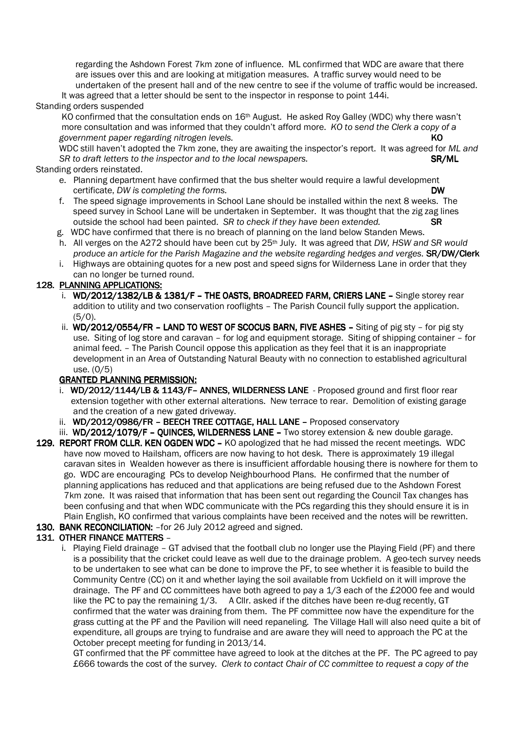regarding the Ashdown Forest 7km zone of influence. ML confirmed that WDC are aware that there are issues over this and are looking at mitigation measures. A traffic survey would need to be undertaken of the present hall and of the new centre to see if the volume of traffic would be increased.

It was agreed that a letter should be sent to the inspector in response to point 144i.

Standing orders suspended

KO confirmed that the consultation ends on 16th August. He asked Roy Galley (WDC) why there wasn't more consultation and was informed that they couldn't afford more. *KO to send the Clerk a copy of a government paper regarding nitrogen levels.* **KO**

WDC still haven't adopted the 7km zone, they are awaiting the inspector's report. It was agreed for *ML and SR to draft letters to the inspector and to the local newspapers.* **SR/ML**

Standing orders reinstated.

e. Planning department have confirmed that the bus shelter would require a lawful development certificate, *DW is completing the forms.* **DW**
f. The speed signage improvements in School Lane should be installed within the next 8 weeks. The speed survey in School Lane will be undertaken in September. It was thought that the zig zag lines outside the school had been painted. *SR to check if they have been extended.* **SR**
g. WDC have confirmed that there is no breach of planning on the land below Standen Mews.
h. All verges on the A272 should have been cut by 25th July. It was agreed that *DW, HSW and SR would produce an article for the Parish Magazine and the website regarding hedges and verges.* **SR/DW/Clerk**
i. Highways are obtaining quotes for a new post and speed signs for Wilderness Lane in order that they can no longer be turned round.

## 128. PLANNING APPLICATIONS:

i. **WD/2012/1382/LB & 1381/F – THE OASTS, BROADREED FARM, CRIERS LANE –** Single storey rear addition to utility and two conservation rooflights – The Parish Council fully support the application. (5/0).
ii. **WD/2012/0554/FR – LAND TO WEST OF SCOCUS BARN, FIVE ASHES –** Siting of pig sty – for pig sty use. Siting of log store and caravan – for log and equipment storage. Siting of shipping container – for animal feed. – The Parish Council oppose this application as they feel that it is an inappropriate development in an Area of Outstanding Natural Beauty with no connection to established agricultural use. (0/5)

### GRANTED PLANNING PERMISSION:

i. **WD/2012/1144/LB & 1143/F– ANNES, WILDERNESS LANE** - Proposed ground and first floor rear extension together with other external alterations. New terrace to rear. Demolition of existing garage and the creation of a new gated driveway.
ii. **WD/2012/0986/FR – BEECH TREE COTTAGE, HALL LANE –** Proposed conservatory
iii. **WD/2012/1079/F – QUINCES, WILDERNESS LANE –** Two storey extension & new double garage.

## 129. REPORT FROM CLLR. KEN OGDEN WDC –

KO apologized that he had missed the recent meetings. WDC have now moved to Hailsham, officers are now having to hot desk. There is approximately 19 illegal caravan sites in Wealden however as there is insufficient affordable housing there is nowhere for them to go. WDC are encouraging PCs to develop Neighbourhood Plans. He confirmed that the number of planning applications has reduced and that applications are being refused due to the Ashdown Forest 7km zone. It was raised that information that has been sent out regarding the Council Tax changes has been confusing and that when WDC communicate with the PCs regarding this they should ensure it is in Plain English, KO confirmed that various complaints have been received and the notes will be rewritten.

## 130. BANK RECONCILIATION:

–for 26 July 2012 agreed and signed.

## 131. OTHER FINANCE MATTERS –

i. Playing Field drainage – GT advised that the football club no longer use the Playing Field (PF) and there is a possibility that the cricket could leave as well due to the drainage problem. A geo-tech survey needs to be undertaken to see what can be done to improve the PF, to see whether it is feasible to build the Community Centre (CC) on it and whether laying the soil available from Uckfield on it will improve the drainage. The PF and CC committees have both agreed to pay a 1/3 each of the £2000 fee and would like the PC to pay the remaining 1/3. A Cllr. asked if the ditches have been re-dug recently, GT confirmed that the water was draining from them. The PF committee now have the expenditure for the grass cutting at the PF and the Pavilion will need repaneling. The Village Hall will also need quite a bit of expenditure, all groups are trying to fundraise and are aware they will need to approach the PC at the October precept meeting for funding in 2013/14.

GT confirmed that the PF committee have agreed to look at the ditches at the PF. The PC agreed to pay £666 towards the cost of the survey. *Clerk to contact Chair of CC committee to request a copy of the*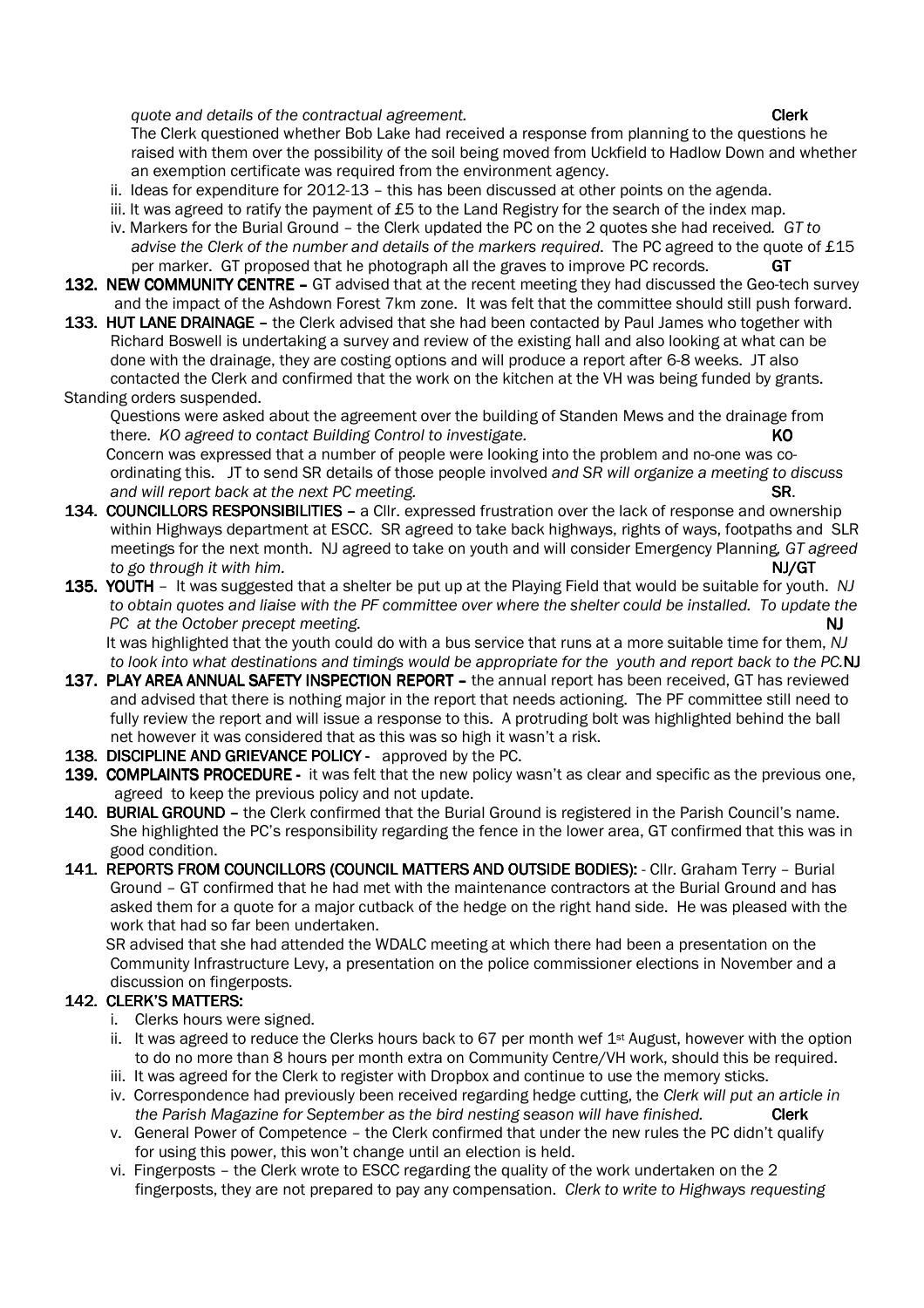*quote and details of the contractual agreement.* **Clerk**

The Clerk questioned whether Bob Lake had received a response from planning to the questions he raised with them over the possibility of the soil being moved from Uckfield to Hadlow Down and whether an exemption certificate was required from the environment agency.

ii. Ideas for expenditure for 2012-13 – this has been discussed at other points on the agenda.

iii. It was agreed to ratify the payment of £5 to the Land Registry for the search of the index map.

iv. Markers for the Burial Ground – the Clerk updated the PC on the 2 quotes she had received. *GT to advise the Clerk of the number and details of the markers required*. The PC agreed to the quote of £15 per marker. GT proposed that he photograph all the graves to improve PC records. **GT**

**132. NEW COMMUNITY CENTRE –** GT advised that at the recent meeting they had discussed the Geo-tech survey and the impact of the Ashdown Forest 7km zone. It was felt that the committee should still push forward.

**133. HUT LANE DRAINAGE –** the Clerk advised that she had been contacted by Paul James who together with Richard Boswell is undertaking a survey and review of the existing hall and also looking at what can be done with the drainage, they are costing options and will produce a report after 6-8 weeks. JT also contacted the Clerk and confirmed that the work on the kitchen at the VH was being funded by grants.

Standing orders suspended.

Questions were asked about the agreement over the building of Standen Mews and the drainage from there. *KO agreed to contact Building Control to investigate.* **KO**

Concern was expressed that a number of people were looking into the problem and no-one was co-ordinating this. JT to send SR details of those people involved *and SR will organize a meeting to discuss and will report back at the next PC meeting.* **SR**.

**134. COUNCILLORS RESPONSIBILITIES –** a Cllr. expressed frustration over the lack of response and ownership within Highways department at ESCC. SR agreed to take back highways, rights of ways, footpaths and SLR meetings for the next month. NJ agreed to take on youth and will consider Emergency Planning*, GT agreed to go through it with him.* **NJ/GT**

**135. YOUTH** – It was suggested that a shelter be put up at the Playing Field that would be suitable for youth. *NJ to obtain quotes and liaise with the PF committee over where the shelter could be installed. To update the PC at the October precept meeting.* **NJ**

It was highlighted that the youth could do with a bus service that runs at a more suitable time for them, *NJ to look into what destinations and timings would be appropriate for the youth and report back to the PC.***NJ**

**137. PLAY AREA ANNUAL SAFETY INSPECTION REPORT –** the annual report has been received, GT has reviewed and advised that there is nothing major in the report that needs actioning. The PF committee still need to fully review the report and will issue a response to this. A protruding bolt was highlighted behind the ball net however it was considered that as this was so high it wasn't a risk.

**138. DISCIPLINE AND GRIEVANCE POLICY -** approved by the PC.

**139. COMPLAINTS PROCEDURE -** it was felt that the new policy wasn't as clear and specific as the previous one, agreed to keep the previous policy and not update.

**140. BURIAL GROUND –** the Clerk confirmed that the Burial Ground is registered in the Parish Council's name. She highlighted the PC's responsibility regarding the fence in the lower area, GT confirmed that this was in good condition.

**141. REPORTS FROM COUNCILLORS (COUNCIL MATTERS AND OUTSIDE BODIES):** - Cllr. Graham Terry – Burial Ground – GT confirmed that he had met with the maintenance contractors at the Burial Ground and has asked them for a quote for a major cutback of the hedge on the right hand side. He was pleased with the work that had so far been undertaken.

SR advised that she had attended the WDALC meeting at which there had been a presentation on the Community Infrastructure Levy, a presentation on the police commissioner elections in November and a discussion on fingerposts.

**142. CLERK'S MATTERS:**

i. Clerks hours were signed.

ii. It was agreed to reduce the Clerks hours back to 67 per month wef 1st August, however with the option to do no more than 8 hours per month extra on Community Centre/VH work, should this be required.

iii. It was agreed for the Clerk to register with Dropbox and continue to use the memory sticks.

iv. Correspondence had previously been received regarding hedge cutting, the *Clerk will put an article in the Parish Magazine for September as the bird nesting season will have finished.* **Clerk**

v. General Power of Competence – the Clerk confirmed that under the new rules the PC didn't qualify for using this power, this won't change until an election is held.

vi. Fingerposts – the Clerk wrote to ESCC regarding the quality of the work undertaken on the 2 fingerposts, they are not prepared to pay any compensation. *Clerk to write to Highways requesting*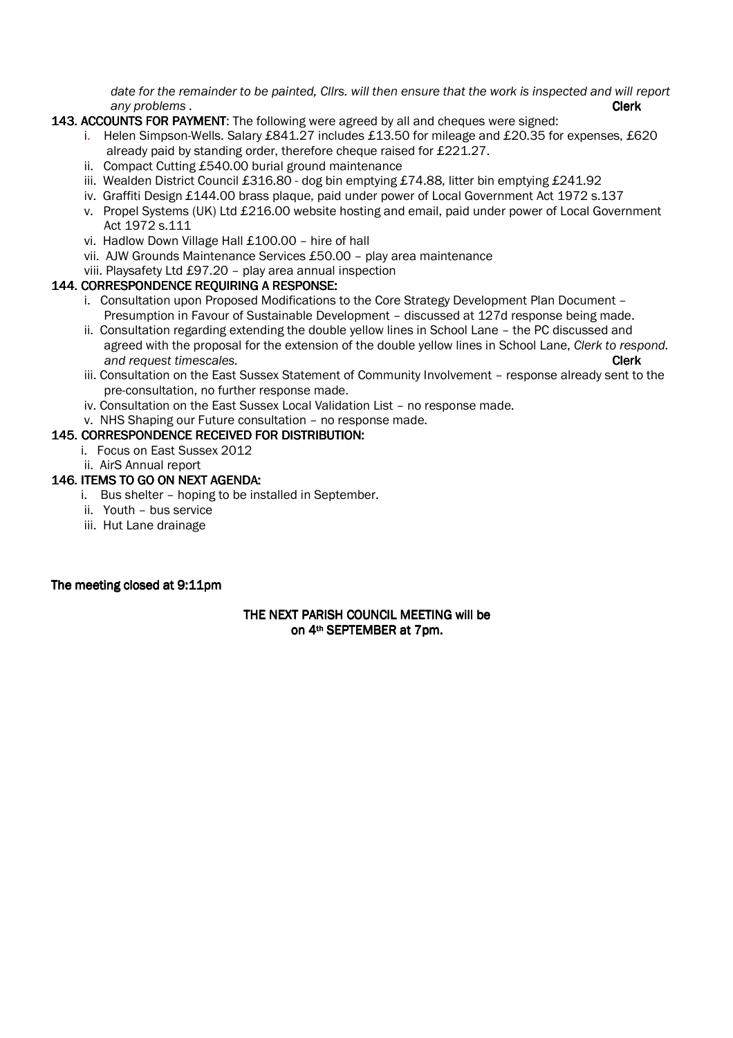*date for the remainder to be painted, Cllrs. will then ensure that the work is inspected and will report any problems .* **Clerk**

**143. ACCOUNTS FOR PAYMENT**: The following were agreed by all and cheques were signed:

- i. Helen Simpson-Wells. Salary £841.27 includes £13.50 for mileage and £20.35 for expenses, £620 already paid by standing order, therefore cheque raised for £221.27.
- ii. Compact Cutting £540.00 burial ground maintenance
- iii. Wealden District Council £316.80 - dog bin emptying £74.88, litter bin emptying £241.92
- iv. Graffiti Design £144.00 brass plaque, paid under power of Local Government Act 1972 s.137
- v. Propel Systems (UK) Ltd £216.00 website hosting and email, paid under power of Local Government Act 1972 s.111
- vi. Hadlow Down Village Hall £100.00 – hire of hall
- vii. AJW Grounds Maintenance Services £50.00 – play area maintenance
- viii. Playsafety Ltd £97.20 – play area annual inspection

**144. CORRESPONDENCE REQUIRING A RESPONSE:**

- i. Consultation upon Proposed Modifications to the Core Strategy Development Plan Document – Presumption in Favour of Sustainable Development – discussed at 127d response being made.
- ii. Consultation regarding extending the double yellow lines in School Lane – the PC discussed and agreed with the proposal for the extension of the double yellow lines in School Lane, *Clerk to respond. and request timescales.* **Clerk**
- iii. Consultation on the East Sussex Statement of Community Involvement – response already sent to the pre-consultation, no further response made.
- iv. Consultation on the East Sussex Local Validation List – no response made.
- v. NHS Shaping our Future consultation – no response made.

**145. CORRESPONDENCE RECEIVED FOR DISTRIBUTION:**

- i. Focus on East Sussex 2012
- ii. AirS Annual report

**146. ITEMS TO GO ON NEXT AGENDA:**

- i. Bus shelter – hoping to be installed in September.
- ii. Youth – bus service
- iii. Hut Lane drainage

**The meeting closed at 9:11pm**

**THE NEXT PARISH COUNCIL MEETING will be on 4th SEPTEMBER at 7pm.**